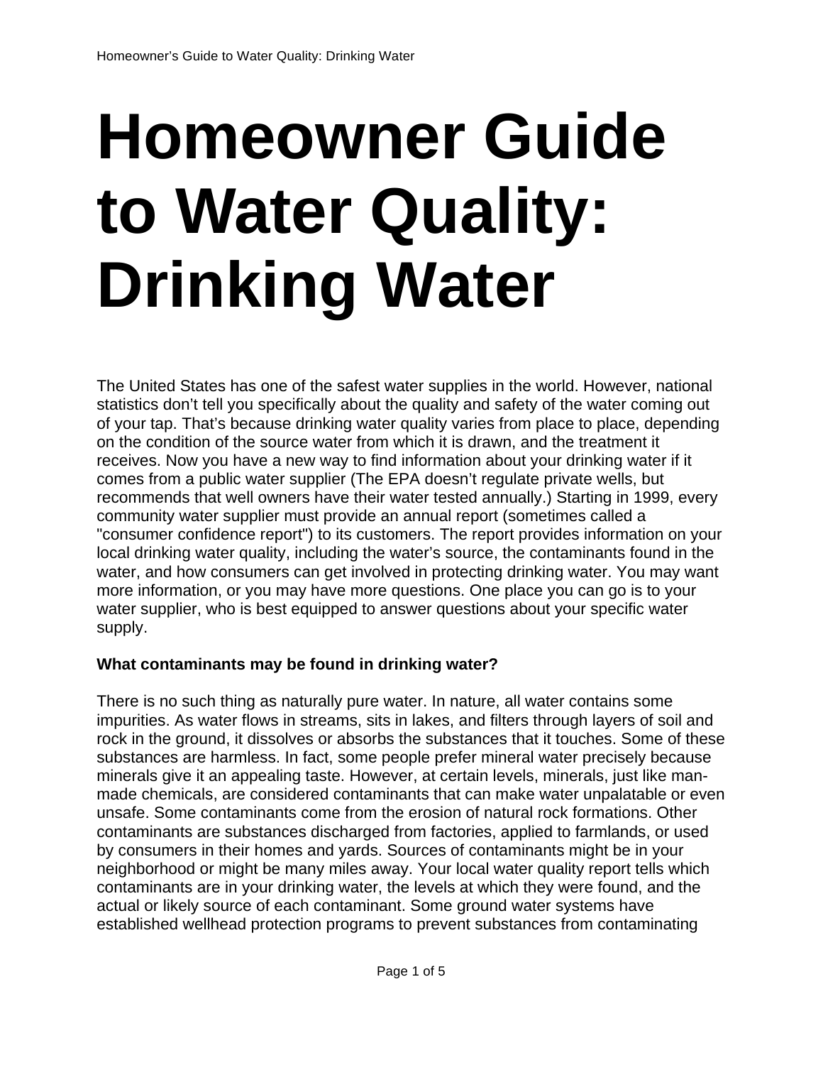# Homeowner Guide to Water Quality: Drinking Water

The United States has one of the safest water supplies in the world. However, national statistics don't tell you specifically about the quality and safety of the water coming out of your tap. That's because drinking water quality varies from place to place, depending on the condition of the source water from which it is drawn, and the treatment it receives. Now you have a new way to find information about your drinking water if it comes from a public water supplier (The EPA doesn't regulate private wells, but recommends that well owners have their water tested annually.) Starting in 1999, every community water supplier must provide an annual report (sometimes called a "consumer confidence report") to its customers. The report provides information on your local drinking water quality, including the water's source, the contaminants found in the water, and how consumers can get involved in protecting drinking water. You may want more information, or you may have more questions. One place you can go is to your water supplier, who is best equipped to answer questions about your specific water supply.

**What contaminants may be found in drinking water?**

There is no such thing as naturally pure water. In nature, all water contains some impurities. As water flows in streams, sits in lakes, and filters through layers of soil and rock in the ground, it dissolves or absorbs the substances that it touches. Some of these substances are harmless. In fact, some people prefer mineral water precisely because minerals give it an appealing taste. However, at certain levels, minerals, just like man-made chemicals, are considered contaminants that can make water unpalatable or even unsafe. Some contaminants come from the erosion of natural rock formations. Other contaminants are substances discharged from factories, applied to farmlands, or used by consumers in their homes and yards. Sources of contaminants might be in your neighborhood or might be many miles away. Your local water quality report tells which contaminants are in your drinking water, the levels at which they were found, and the actual or likely source of each contaminant. Some ground water systems have established wellhead protection programs to prevent substances from contaminating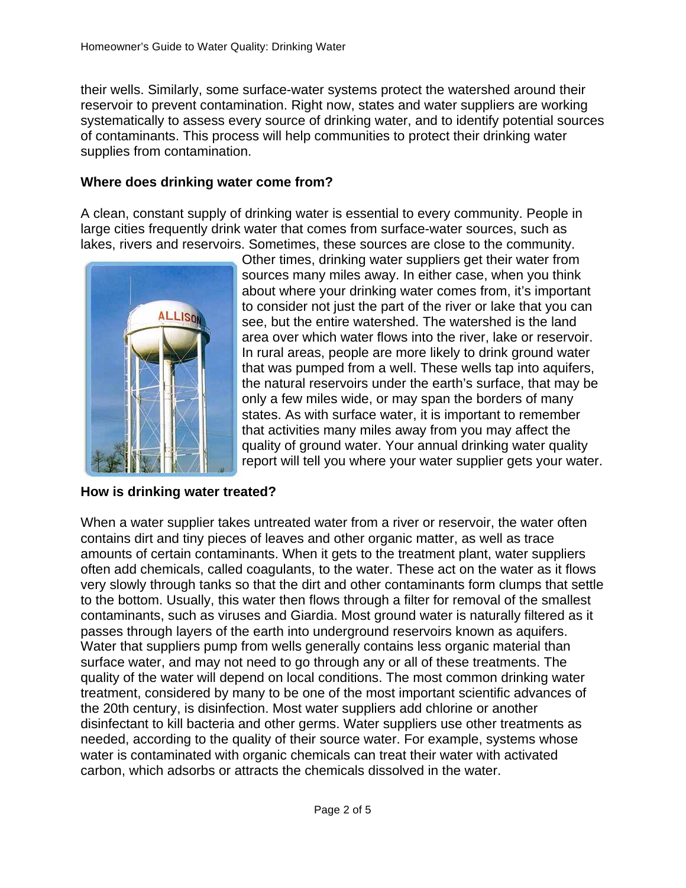their wells. Similarly, some surface-water systems protect the watershed around their reservoir to prevent contamination. Right now, states and water suppliers are working systematically to assess every source of drinking water, and to identify potential sources of contaminants. This process will help communities to protect their drinking water supplies from contamination.

**Where does drinking water come from?**

A clean, constant supply of drinking water is essential to every community. People in large cities frequently drink water that comes from surface-water sources, such as lakes, rivers and reservoirs. Sometimes, these sources are close to the community. Other times, drinking water suppliers get their water from sources many miles away. In either case, when you think about where your drinking water comes from, it's important to consider not just the part of the river or lake that you can see, but the entire watershed. The watershed is the land area over which water flows into the river, lake or reservoir. In rural areas, people are more likely to drink ground water that was pumped from a well. These wells tap into aquifers, the natural reservoirs under the earth's surface, that may be only a few miles wide, or may span the borders of many states. As with surface water, it is important to remember that activities many miles away from you may affect the quality of ground water. Your annual drinking water quality report will tell you where your water supplier gets your water.

**How is drinking water treated?**

When a water supplier takes untreated water from a river or reservoir, the water often contains dirt and tiny pieces of leaves and other organic matter, as well as trace amounts of certain contaminants. When it gets to the treatment plant, water suppliers often add chemicals, called coagulants, to the water. These act on the water as it flows very slowly through tanks so that the dirt and other contaminants form clumps that settle to the bottom. Usually, this water then flows through a filter for removal of the smallest contaminants, such as viruses and Giardia. Most ground water is naturally filtered as it passes through layers of the earth into underground reservoirs known as aquifers. Water that suppliers pump from wells generally contains less organic material than surface water, and may not need to go through any or all of these treatments. The quality of the water will depend on local conditions. The most common drinking water treatment, considered by many to be one of the most important scientific advances of the 20th century, is disinfection. Most water suppliers add chlorine or another disinfectant to kill bacteria and other germs. Water suppliers use other treatments as needed, according to the quality of their source water. For example, systems whose water is contaminated with organic chemicals can treat their water with activated carbon, which adsorbs or attracts the chemicals dissolved in the water.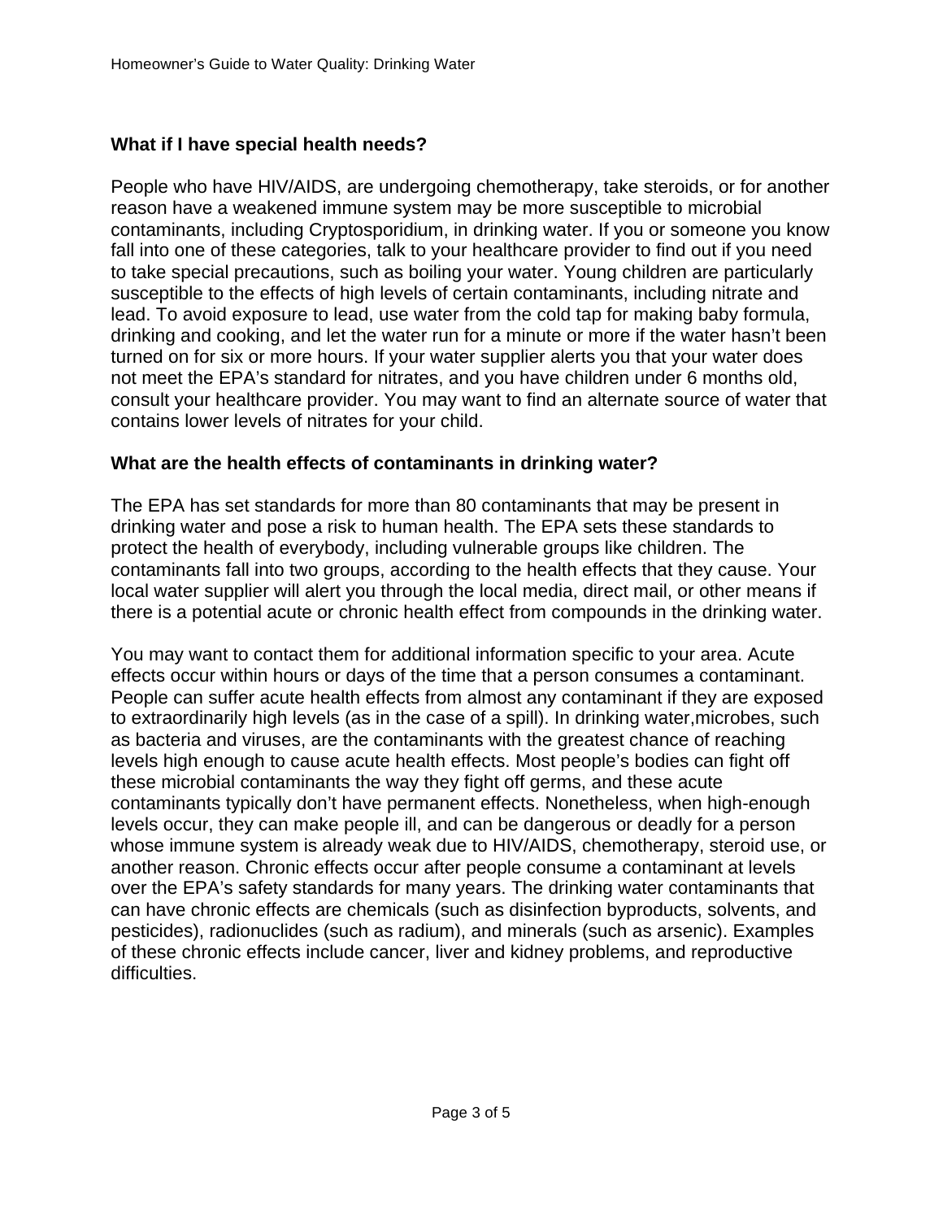## What if I have special health needs?

People who have HIV/AIDS, are undergoing chemotherapy, take steroids, or for another reason have a weakened immune system may be more susceptible to microbial contaminants, including Cryptosporidium, in drinking water. If you or someone you know fall into one of these categories, talk to your healthcare provider to find out if you need to take special precautions, such as boiling your water. Young children are particularly susceptible to the effects of high levels of certain contaminants, including nitrate and lead. To avoid exposure to lead, use water from the cold tap for making baby formula, drinking and cooking, and let the water run for a minute or more if the water hasn't been turned on for six or more hours. If your water supplier alerts you that your water does not meet the EPA's standard for nitrates, and you have children under 6 months old, consult your healthcare provider. You may want to find an alternate source of water that contains lower levels of nitrates for your child.

## What are the health effects of contaminants in drinking water?

The EPA has set standards for more than 80 contaminants that may be present in drinking water and pose a risk to human health. The EPA sets these standards to protect the health of everybody, including vulnerable groups like children. The contaminants fall into two groups, according to the health effects that they cause. Your local water supplier will alert you through the local media, direct mail, or other means if there is a potential acute or chronic health effect from compounds in the drinking water.

You may want to contact them for additional information specific to your area. Acute effects occur within hours or days of the time that a person consumes a contaminant. People can suffer acute health effects from almost any contaminant if they are exposed to extraordinarily high levels (as in the case of a spill). In drinking water,microbes, such as bacteria and viruses, are the contaminants with the greatest chance of reaching levels high enough to cause acute health effects. Most people's bodies can fight off these microbial contaminants the way they fight off germs, and these acute contaminants typically don't have permanent effects. Nonetheless, when high-enough levels occur, they can make people ill, and can be dangerous or deadly for a person whose immune system is already weak due to HIV/AIDS, chemotherapy, steroid use, or another reason. Chronic effects occur after people consume a contaminant at levels over the EPA's safety standards for many years. The drinking water contaminants that can have chronic effects are chemicals (such as disinfection byproducts, solvents, and pesticides), radionuclides (such as radium), and minerals (such as arsenic). Examples of these chronic effects include cancer, liver and kidney problems, and reproductive difficulties.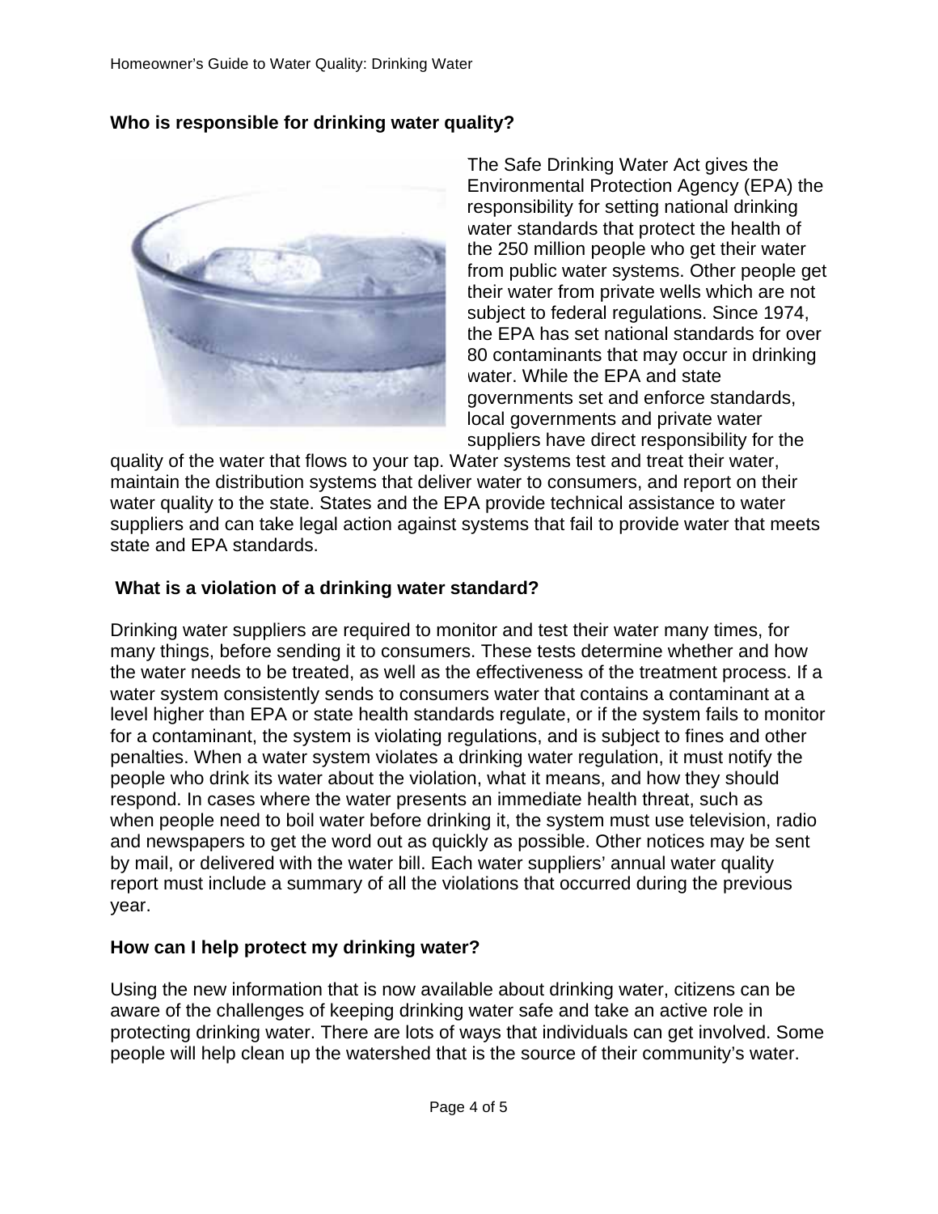**Who is responsible for drinking water quality?**

The Safe Drinking Water Act gives the Environmental Protection Agency (EPA) the responsibility for setting national drinking water standards that protect the health of the 250 million people who get their water from public water systems. Other people get their water from private wells which are not subject to federal regulations. Since 1974, the EPA has set national standards for over 80 contaminants that may occur in drinking water. While the EPA and state governments set and enforce standards, local governments and private water suppliers have direct responsibility for the quality of the water that flows to your tap. Water systems test and treat their water, maintain the distribution systems that deliver water to consumers, and report on their water quality to the state. States and the EPA provide technical assistance to water suppliers and can take legal action against systems that fail to provide water that meets state and EPA standards.

**What is a violation of a drinking water standard?**

Drinking water suppliers are required to monitor and test their water many times, for many things, before sending it to consumers. These tests determine whether and how the water needs to be treated, as well as the effectiveness of the treatment process. If a water system consistently sends to consumers water that contains a contaminant at a level higher than EPA or state health standards regulate, or if the system fails to monitor for a contaminant, the system is violating regulations, and is subject to fines and other penalties. When a water system violates a drinking water regulation, it must notify the people who drink its water about the violation, what it means, and how they should respond. In cases where the water presents an immediate health threat, such as when people need to boil water before drinking it, the system must use television, radio and newspapers to get the word out as quickly as possible. Other notices may be sent by mail, or delivered with the water bill. Each water suppliers' annual water quality report must include a summary of all the violations that occurred during the previous year.

**How can I help protect my drinking water?**

Using the new information that is now available about drinking water, citizens can be aware of the challenges of keeping drinking water safe and take an active role in protecting drinking water. There are lots of ways that individuals can get involved. Some people will help clean up the watershed that is the source of their community's water.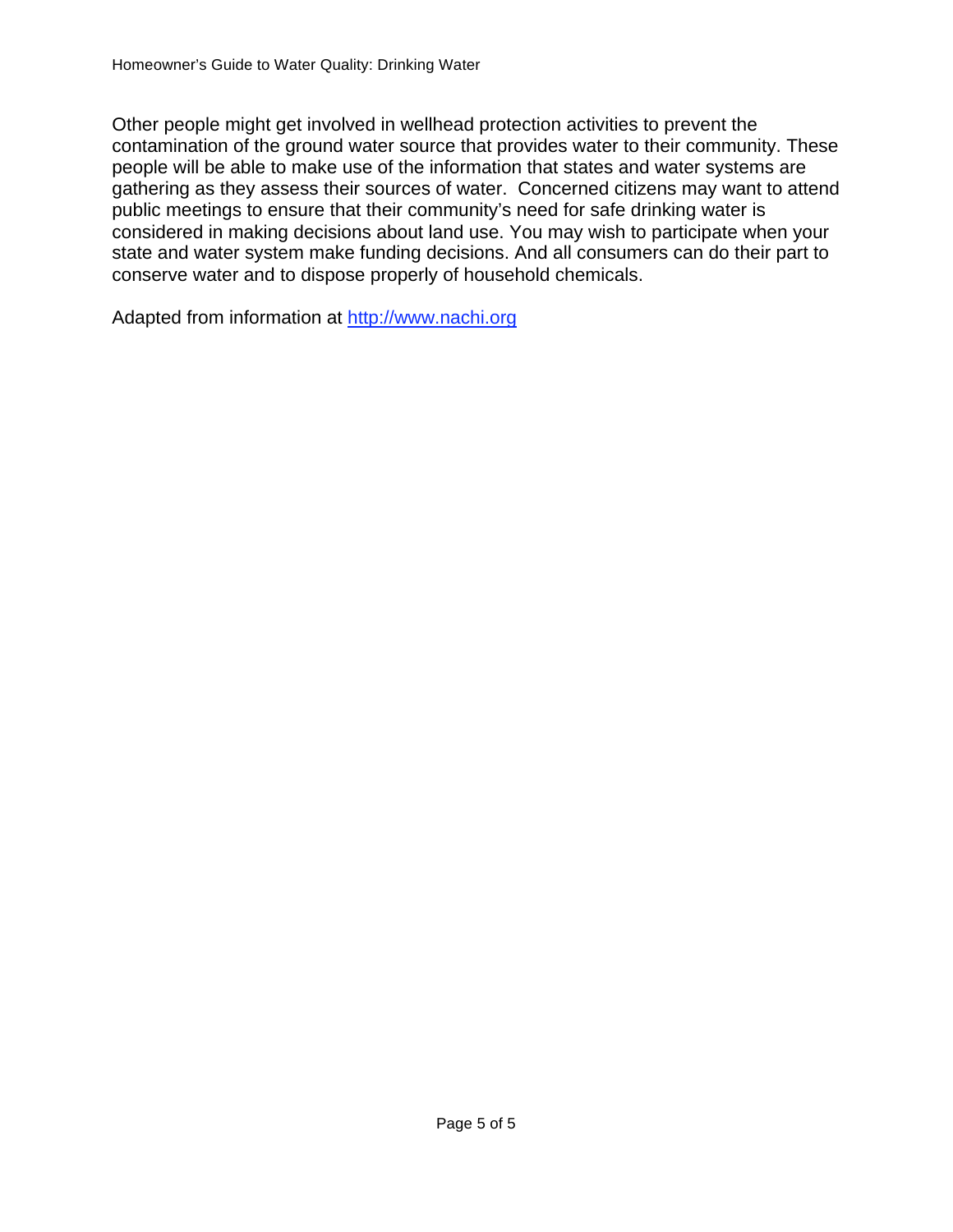Other people might get involved in wellhead protection activities to prevent the contamination of the ground water source that provides water to their community. These people will be able to make use of the information that states and water systems are gathering as they assess their sources of water. Concerned citizens may want to attend public meetings to ensure that their community's need for safe drinking water is considered in making decisions about land use. You may wish to participate when your state and water system make funding decisions. And all consumers can do their part to conserve water and to dispose properly of household chemicals.

Adapted from information at [http://www.nachi.org](http://www.nachi.org)